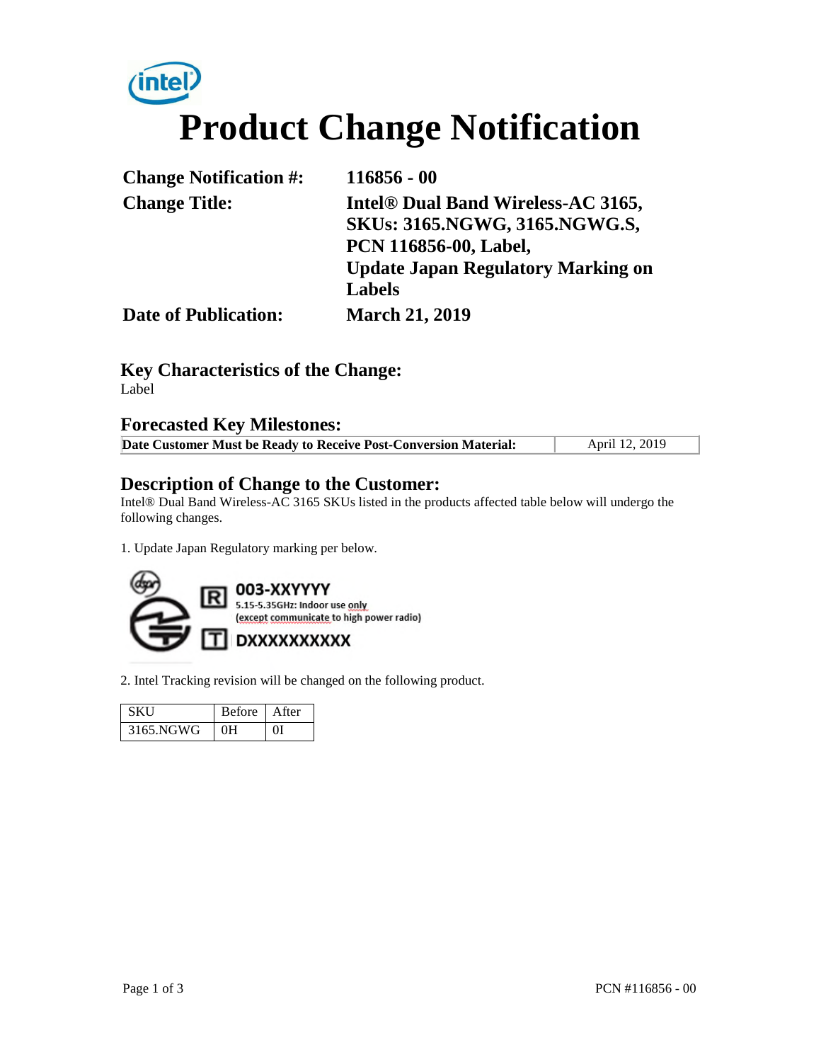# Product Change Notification

| | |
|---|---|
| **Change Notification #:** | **116856 - 00** |
| **Change Title:** | **Intel® Dual Band Wireless-AC 3165, SKUs: 3165.NGWG, 3165.NGWG.S, PCN 116856-00, Label, Update Japan Regulatory Marking on Labels** |
| **Date of Publication:** | **March 21, 2019** |

## Key Characteristics of the Change:

Label

## Forecasted Key Milestones:

| **Date Customer Must be Ready to Receive Post-Conversion Material:** | April 12, 2019 |
|---|---|

## Description of Change to the Customer:

Intel® Dual Band Wireless-AC 3165 SKUs listed in the products affected table below will undergo the following changes.

1. Update Japan Regulatory marking per below.

R 003-XXYYYY
5.15-5.35GHz: Indoor use only
(except communicate to high power radio)
T DXXXXXXXXXX

2. Intel Tracking revision will be changed on the following product.

| SKU | Before | After |
|---|---|---|
| 3165.NGWG | 0H | 0I |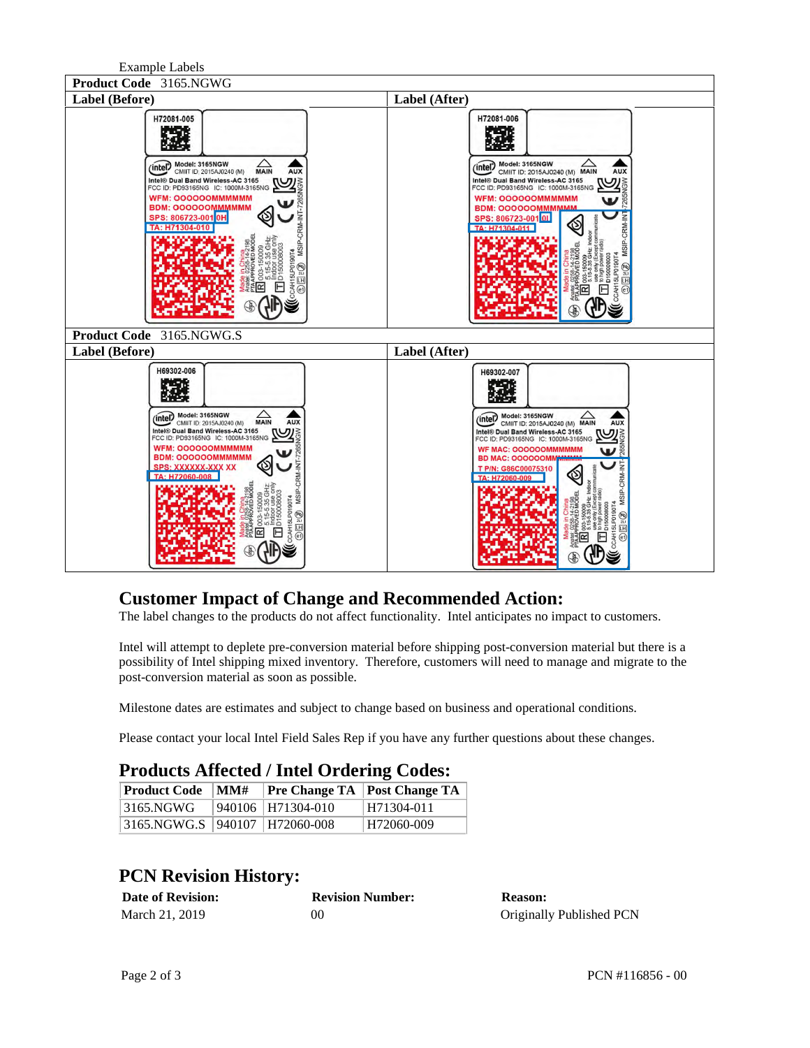Example Labels

| Product Code 3165.NGWG | |
|---|---|
| **Label (Before)** | **Label (After)** |
| | |
| **Product Code** 3165.NGWG.S | |
| **Label (Before)** | **Label (After)** |
| | |

## Customer Impact of Change and Recommended Action:

The label changes to the products do not affect functionality. Intel anticipates no impact to customers.

Intel will attempt to deplete pre-conversion material before shipping post-conversion material but there is a possibility of Intel shipping mixed inventory. Therefore, customers will need to manage and migrate to the post-conversion material as soon as possible.

Milestone dates are estimates and subject to change based on business and operational conditions.

Please contact your local Intel Field Sales Rep if you have any further questions about these changes.

## Products Affected / Intel Ordering Codes:

| Product Code | MM# | Pre Change TA | Post Change TA |
|---|---|---|---|
| 3165.NGWG | 940106 | H71304-010 | H71304-011 |
| 3165.NGWG.S | 940107 | H72060-008 | H72060-009 |

## PCN Revision History:

| Date of Revision: | Revision Number: | Reason: |
|---|---|---|
| March 21, 2019 | 00 | Originally Published PCN |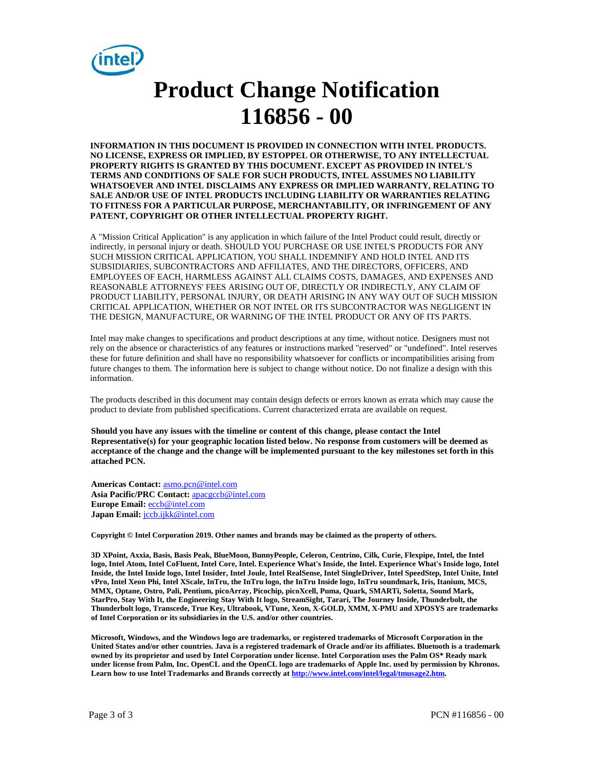# Product Change Notification 116856 - 00

**INFORMATION IN THIS DOCUMENT IS PROVIDED IN CONNECTION WITH INTEL PRODUCTS. NO LICENSE, EXPRESS OR IMPLIED, BY ESTOPPEL OR OTHERWISE, TO ANY INTELLECTUAL PROPERTY RIGHTS IS GRANTED BY THIS DOCUMENT. EXCEPT AS PROVIDED IN INTEL'S TERMS AND CONDITIONS OF SALE FOR SUCH PRODUCTS, INTEL ASSUMES NO LIABILITY WHATSOEVER AND INTEL DISCLAIMS ANY EXPRESS OR IMPLIED WARRANTY, RELATING TO SALE AND/OR USE OF INTEL PRODUCTS INCLUDING LIABILITY OR WARRANTIES RELATING TO FITNESS FOR A PARTICULAR PURPOSE, MERCHANTABILITY, OR INFRINGEMENT OF ANY PATENT, COPYRIGHT OR OTHER INTELLECTUAL PROPERTY RIGHT.**

A "Mission Critical Application" is any application in which failure of the Intel Product could result, directly or indirectly, in personal injury or death. SHOULD YOU PURCHASE OR USE INTEL'S PRODUCTS FOR ANY SUCH MISSION CRITICAL APPLICATION, YOU SHALL INDEMNIFY AND HOLD INTEL AND ITS SUBSIDIARIES, SUBCONTRACTORS AND AFFILIATES, AND THE DIRECTORS, OFFICERS, AND EMPLOYEES OF EACH, HARMLESS AGAINST ALL CLAIMS COSTS, DAMAGES, AND EXPENSES AND REASONABLE ATTORNEYS' FEES ARISING OUT OF, DIRECTLY OR INDIRECTLY, ANY CLAIM OF PRODUCT LIABILITY, PERSONAL INJURY, OR DEATH ARISING IN ANY WAY OUT OF SUCH MISSION CRITICAL APPLICATION, WHETHER OR NOT INTEL OR ITS SUBCONTRACTOR WAS NEGLIGENT IN THE DESIGN, MANUFACTURE, OR WARNING OF THE INTEL PRODUCT OR ANY OF ITS PARTS.

Intel may make changes to specifications and product descriptions at any time, without notice. Designers must not rely on the absence or characteristics of any features or instructions marked "reserved" or "undefined". Intel reserves these for future definition and shall have no responsibility whatsoever for conflicts or incompatibilities arising from future changes to them. The information here is subject to change without notice. Do not finalize a design with this information.

The products described in this document may contain design defects or errors known as errata which may cause the product to deviate from published specifications. Current characterized errata are available on request.

**Should you have any issues with the timeline or content of this change, please contact the Intel Representative(s) for your geographic location listed below. No response from customers will be deemed as acceptance of the change and the change will be implemented pursuant to the key milestones set forth in this attached PCN.**

**Americas Contact:** asmo.pcn@intel.com
**Asia Pacific/PRC Contact:** apacgccb@intel.com
**Europe Email:** eccb@intel.com
**Japan Email:** jccb.ijkk@intel.com

**Copyright © Intel Corporation 2019. Other names and brands may be claimed as the property of others.**

**3D XPoint, Axxia, Basis, Basis Peak, BlueMoon, BunnyPeople, Celeron, Centrino, Cilk, Curie, Flexpipe, Intel, the Intel logo, Intel Atom, Intel CoFluent, Intel Core, Intel. Experience What's Inside, the Intel. Experience What's Inside logo, Intel Inside, the Intel Inside logo, Intel Insider, Intel Joule, Intel RealSense, Intel SingleDriver, Intel SpeedStep, Intel Unite, Intel vPro, Intel Xeon Phi, Intel XScale, InTru, the InTru logo, the InTru Inside logo, InTru soundmark, Iris, Itanium, MCS, MMX, Optane, Ostro, Pali, Pentium, picoArray, Picochip, picoXcell, Puma, Quark, SMARTi, Soletta, Sound Mark, StarPro, Stay With It, the Engineering Stay With It logo, StreamSight, Tarari, The Journey Inside, Thunderbolt, the Thunderbolt logo, Transcede, True Key, Ultrabook, VTune, Xeon, X-GOLD, XMM, X-PMU and XPOSYS are trademarks of Intel Corporation or its subsidiaries in the U.S. and/or other countries.**

**Microsoft, Windows, and the Windows logo are trademarks, or registered trademarks of Microsoft Corporation in the United States and/or other countries. Java is a registered trademark of Oracle and/or its affiliates. Bluetooth is a trademark owned by its proprietor and used by Intel Corporation under license. Intel Corporation uses the Palm OS* Ready mark under license from Palm, Inc. OpenCL and the OpenCL logo are trademarks of Apple Inc. used by permission by Khronos. Learn how to use Intel Trademarks and Brands correctly at http://www.intel.com/intel/legal/tmusage2.htm.**